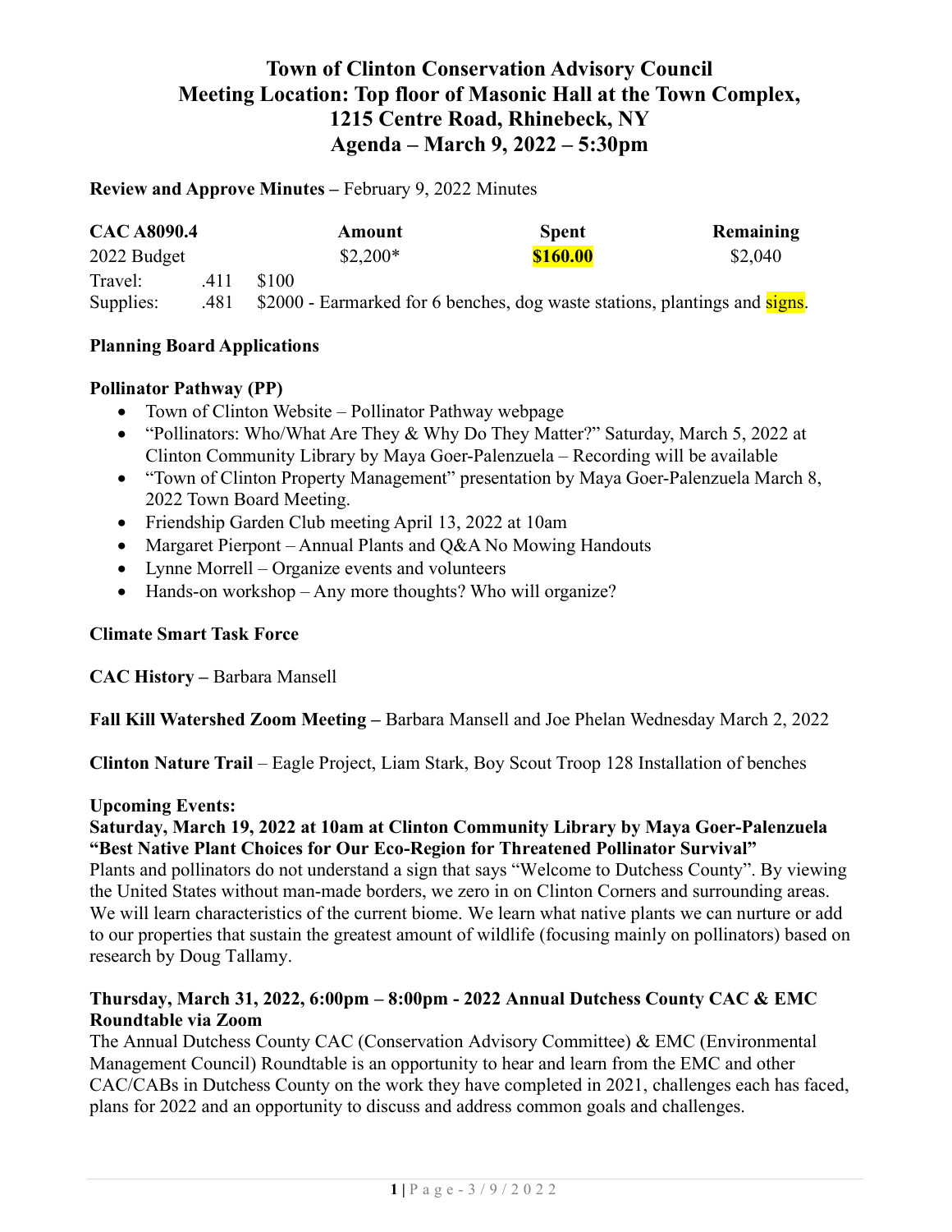# Town of Clinton Conservation Advisory Council
# Meeting Location: Top floor of Masonic Hall at the Town Complex, 1215 Centre Road, Rhinebeck, NY
# Agenda – March 9, 2022 – 5:30pm

**Review and Approve Minutes –** February 9, 2022 Minutes

| **CAC A8090.4** | | | **Amount** | **Spent** | **Remaining** |
|---|---|---|---|---|---|
| 2022 Budget | | | $2,200* | **$160.00** | $2,040 |
| Travel: | .411 | $100 | | | |
| Supplies: | .481 | $2000 - Earmarked for 6 benches, dog waste stations, plantings and signs. | | | |

**Planning Board Applications**

**Pollinator Pathway (PP)**

- Town of Clinton Website – Pollinator Pathway webpage
- "Pollinators: Who/What Are They & Why Do They Matter?" Saturday, March 5, 2022 at Clinton Community Library by Maya Goer-Palenzuela – Recording will be available
- "Town of Clinton Property Management" presentation by Maya Goer-Palenzuela March 8, 2022 Town Board Meeting.
- Friendship Garden Club meeting April 13, 2022 at 10am
- Margaret Pierpont – Annual Plants and Q&A No Mowing Handouts
- Lynne Morrell – Organize events and volunteers
- Hands-on workshop – Any more thoughts? Who will organize?

**Climate Smart Task Force**

**CAC History –** Barbara Mansell

**Fall Kill Watershed Zoom Meeting –** Barbara Mansell and Joe Phelan Wednesday March 2, 2022

**Clinton Nature Trail** – Eagle Project, Liam Stark, Boy Scout Troop 128 Installation of benches

**Upcoming Events:**

**Saturday, March 19, 2022 at 10am at Clinton Community Library by Maya Goer-Palenzuela "Best Native Plant Choices for Our Eco-Region for Threatened Pollinator Survival"**

Plants and pollinators do not understand a sign that says "Welcome to Dutchess County". By viewing the United States without man-made borders, we zero in on Clinton Corners and surrounding areas. We will learn characteristics of the current biome. We learn what native plants we can nurture or add to our properties that sustain the greatest amount of wildlife (focusing mainly on pollinators) based on research by Doug Tallamy.

**Thursday, March 31, 2022, 6:00pm – 8:00pm - 2022 Annual Dutchess County CAC & EMC Roundtable via Zoom**

The Annual Dutchess County CAC (Conservation Advisory Committee) & EMC (Environmental Management Council) Roundtable is an opportunity to hear and learn from the EMC and other CAC/CABs in Dutchess County on the work they have completed in 2021, challenges each has faced, plans for 2022 and an opportunity to discuss and address common goals and challenges.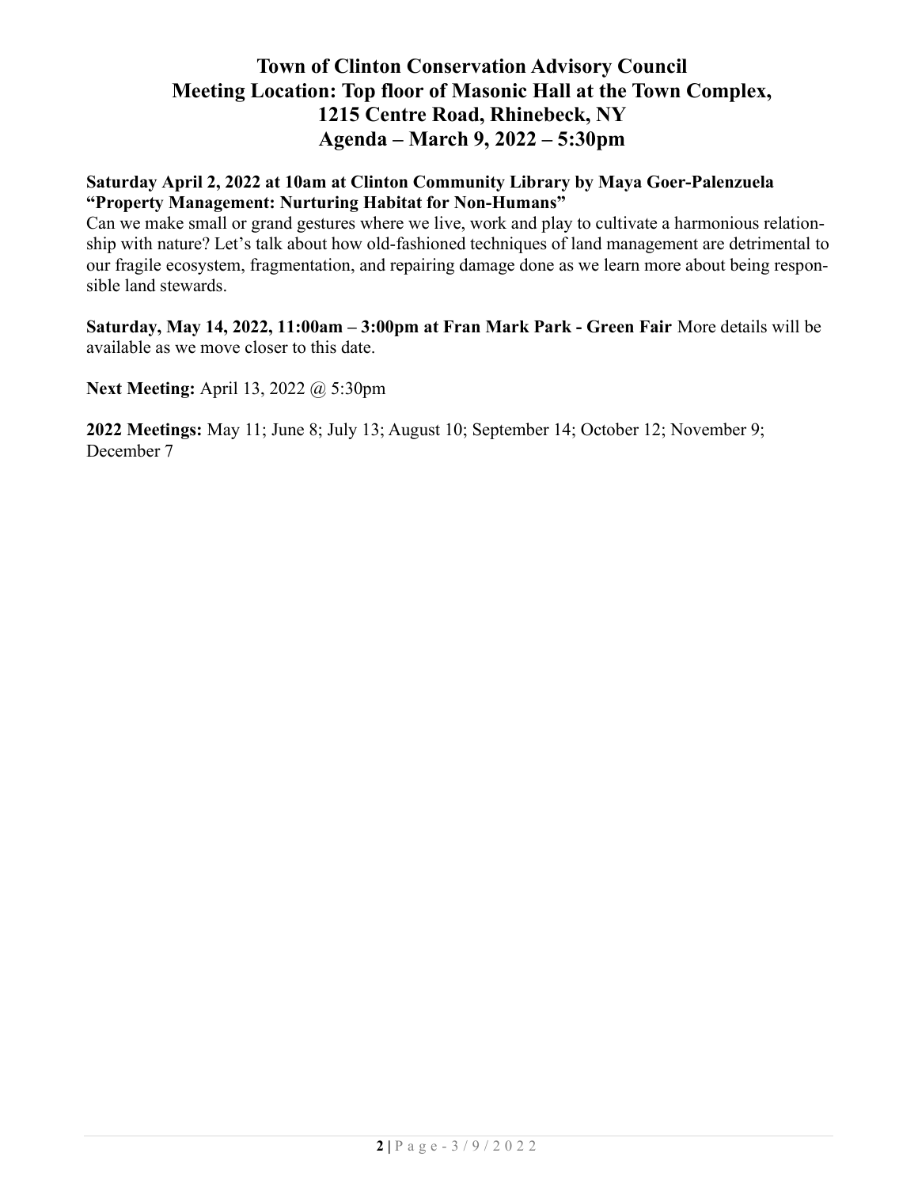# Town of Clinton Conservation Advisory Council
# Meeting Location: Top floor of Masonic Hall at the Town Complex, 1215 Centre Road, Rhinebeck, NY
# Agenda – March 9, 2022 – 5:30pm

**Saturday April 2, 2022 at 10am at Clinton Community Library by Maya Goer-Palenzuela "Property Management: Nurturing Habitat for Non-Humans"**
Can we make small or grand gestures where we live, work and play to cultivate a harmonious relationship with nature? Let's talk about how old-fashioned techniques of land management are detrimental to our fragile ecosystem, fragmentation, and repairing damage done as we learn more about being responsible land stewards.

**Saturday, May 14, 2022, 11:00am – 3:00pm at Fran Mark Park - Green Fair** More details will be available as we move closer to this date.

**Next Meeting:** April 13, 2022 @ 5:30pm

**2022 Meetings:** May 11; June 8; July 13; August 10; September 14; October 12; November 9; December 7